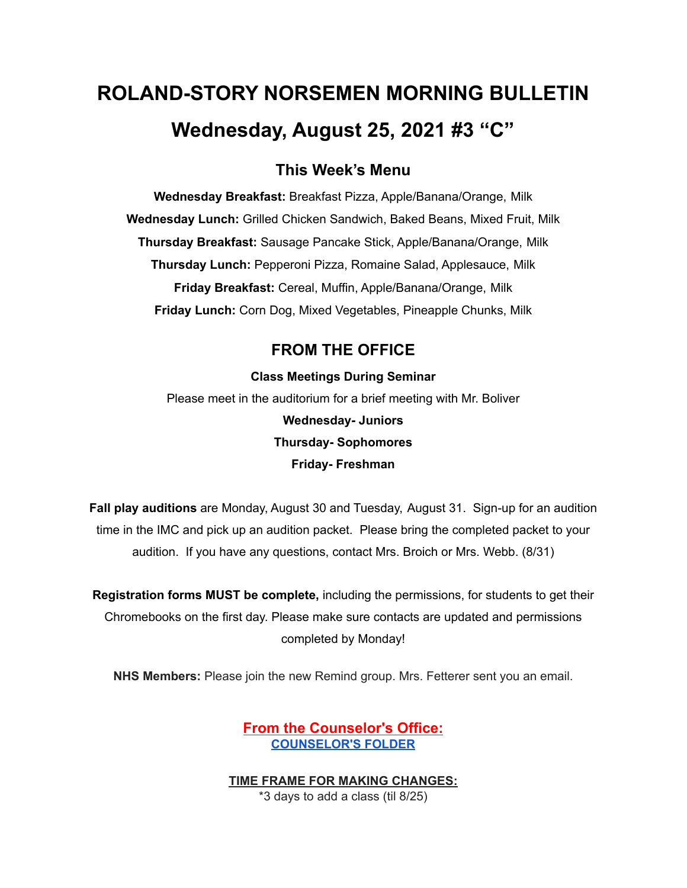# ROLAND-STORY NORSEMEN MORNING BULLETIN

# Wednesday, August 25, 2021 #3 “C”

## This Week’s Menu

**Wednesday Breakfast:** Breakfast Pizza, Apple/Banana/Orange, Milk

**Wednesday Lunch:** Grilled Chicken Sandwich, Baked Beans, Mixed Fruit, Milk

**Thursday Breakfast:** Sausage Pancake Stick, Apple/Banana/Orange, Milk

**Thursday Lunch:** Pepperoni Pizza, Romaine Salad, Applesauce, Milk

**Friday Breakfast:** Cereal, Muffin, Apple/Banana/Orange, Milk

**Friday Lunch:** Corn Dog, Mixed Vegetables, Pineapple Chunks, Milk

## FROM THE OFFICE

**Class Meetings During Seminar**

Please meet in the auditorium for a brief meeting with Mr. Boliver

**Wednesday- Juniors**

**Thursday- Sophomores**

**Friday- Freshman**

**Fall play auditions** are Monday, August 30 and Tuesday, August 31. Sign-up for an audition time in the IMC and pick up an audition packet. Please bring the completed packet to your audition. If you have any questions, contact Mrs. Broich or Mrs. Webb. (8/31)

**Registration forms MUST be complete,** including the permissions, for students to get their Chromebooks on the first day. Please make sure contacts are updated and permissions completed by Monday!

**NHS Members:** Please join the new Remind group. Mrs. Fetterer sent you an email.

**From the Counselor's Office:**

**COUNSELOR'S FOLDER**

**TIME FRAME FOR MAKING CHANGES:**

*3 days to add a class (til 8/25)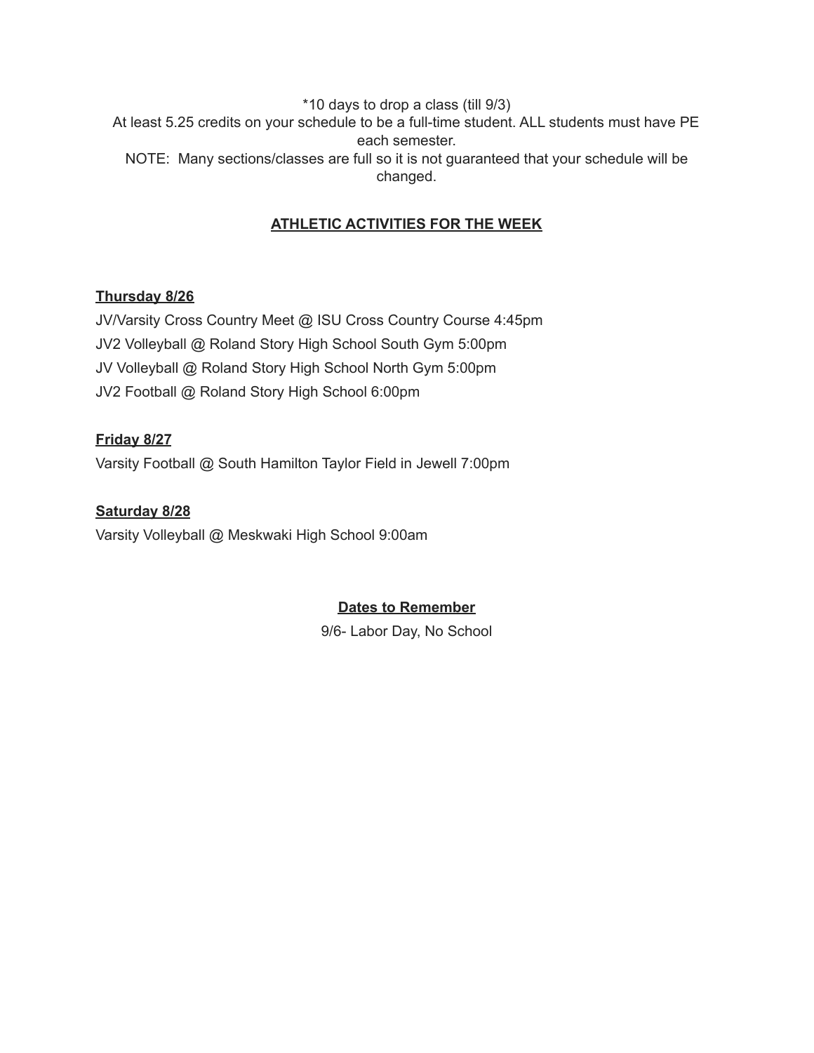*10 days to drop a class (till 9/3)

At least 5.25 credits on your schedule to be a full-time student. ALL students must have PE each semester.

NOTE: Many sections/classes are full so it is not guaranteed that your schedule will be changed.

## ATHLETIC ACTIVITIES FOR THE WEEK

**Thursday 8/26**

JV/Varsity Cross Country Meet @ ISU Cross Country Course 4:45pm
JV2 Volleyball @ Roland Story High School South Gym 5:00pm
JV Volleyball @ Roland Story High School North Gym 5:00pm
JV2 Football @ Roland Story High School 6:00pm

**Friday 8/27**

Varsity Football @ South Hamilton Taylor Field in Jewell 7:00pm

**Saturday 8/28**

Varsity Volleyball @ Meskwaki High School 9:00am

**Dates to Remember**

9/6- Labor Day, No School